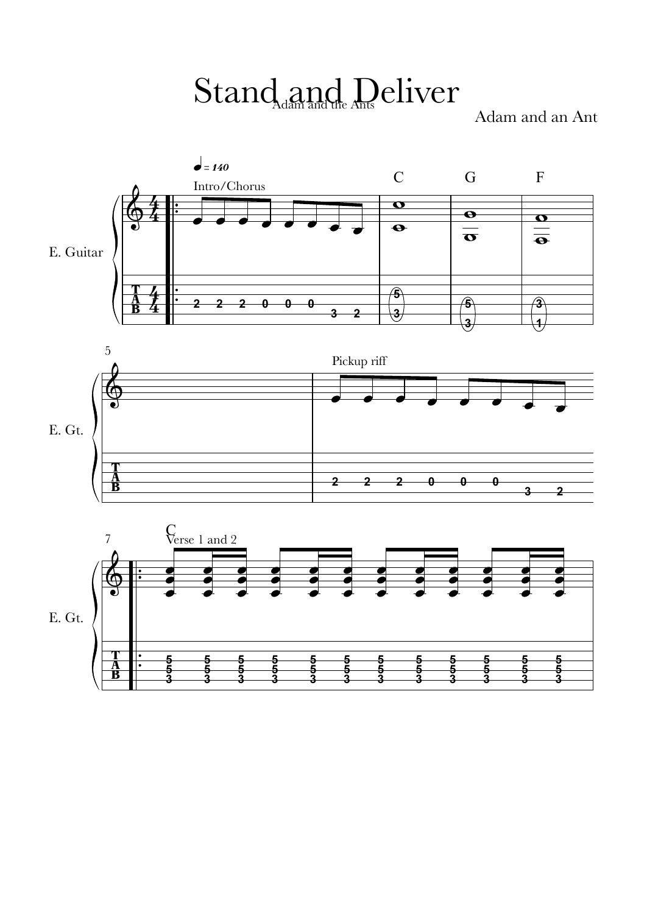# Stand and Deliver

Adam and the Ants

Adam and an Ant

♩ = 140

Intro/Chorus

C G F

E. Guitar

5

Pickup riff

E. Gt.

7

C

Verse 1 and 2

E. Gt.